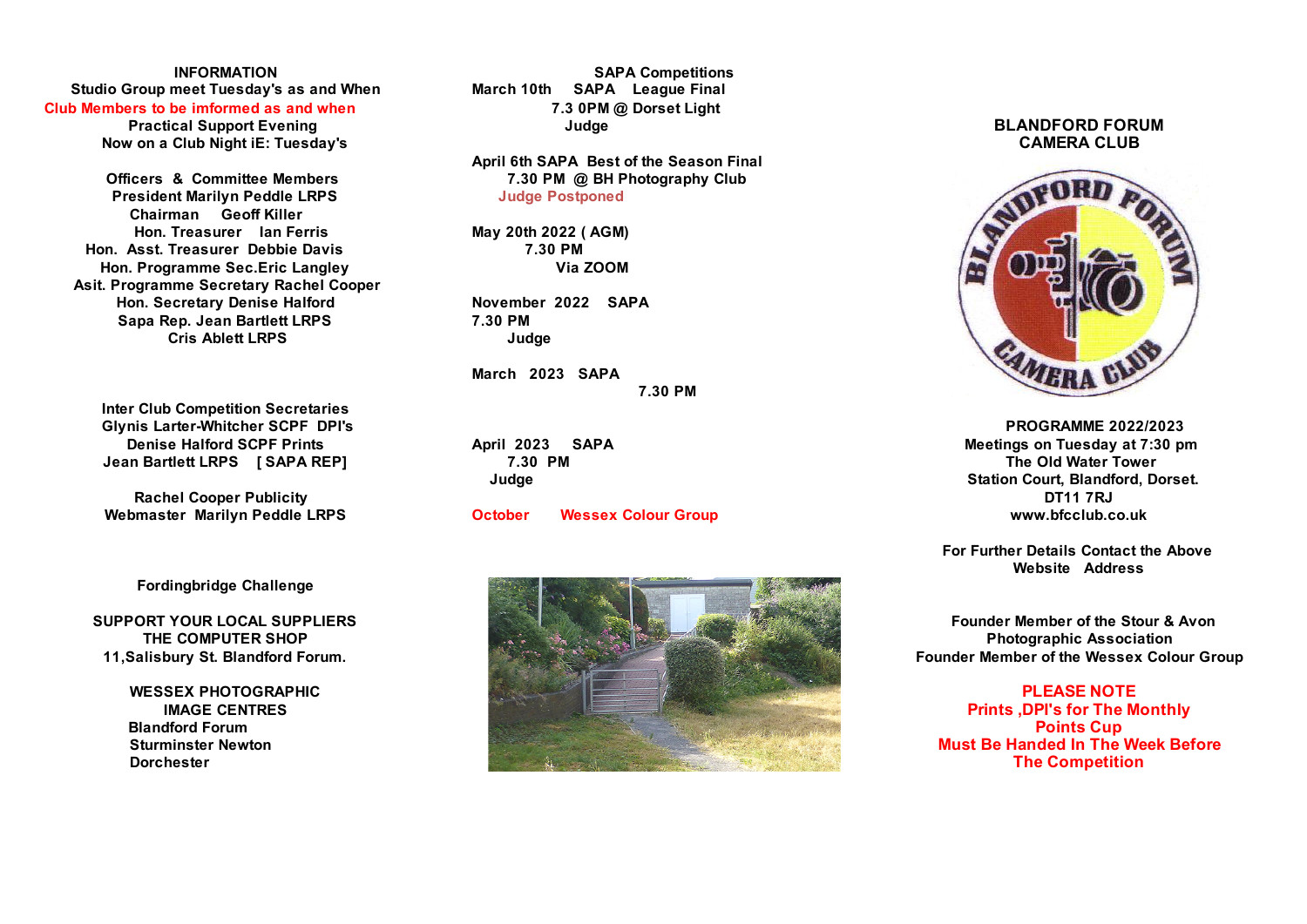## INFORMATION

Studio Group meet Tuesday's as and When
Club Members to be imformed as and when
Practical Support Evening
Now on a Club Night iE: Tuesday's

**Officers & Committee Members**

President Marilyn Peddle LRPS
Chairman Geoff Killer
Hon. Treasurer Ian Ferris
Hon. Asst. Treasurer Debbie Davis
Hon. Programme Sec.Eric Langley
Asit. Programme Secretary Rachel Cooper
Hon. Secretary Denise Halford
Sapa Rep. Jean Bartlett LRPS
Cris Ablett LRPS

**Inter Club Competition Secretaries**

Glynis Larter-Whitcher SCPF DPI's
Denise Halford SCPF Prints
Jean Bartlett LRPS [ SAPA REP]

Rachel Cooper Publicity
Webmaster Marilyn Peddle LRPS

Fordingbridge Challenge

**SUPPORT YOUR LOCAL SUPPLIERS**
THE COMPUTER SHOP
11,Salisbury St. Blandford Forum.

**WESSEX PHOTOGRAPHIC IMAGE CENTRES**
Blandford Forum
Sturminster Newton
Dorchester

## SAPA Competitions

March 10th SAPA League Final
7.3 0PM @ Dorset Light
Judge

April 6th SAPA Best of the Season Final
7.30 PM @ BH Photography Club
Judge Postponed

May 20th 2022 ( AGM)
7.30 PM
Via ZOOM

November 2022 SAPA
7.30 PM
Judge

March 2023 SAPA
7.30 PM

April 2023 SAPA
7.30 PM
Judge

October Wessex Colour Group

# BLANDFORD FORUM CAMERA CLUB

**PROGRAMME 2022/2023**

Meetings on Tuesday at 7:30 pm
The Old Water Tower
Station Court, Blandford, Dorset.
DT11 7RJ
www.bfcclub.co.uk

For Further Details Contact the Above Website Address

Founder Member of the Stour & Avon Photographic Association
Founder Member of the Wessex Colour Group

**PLEASE NOTE**
**Prints ,DPI's for The Monthly Points Cup Must Be Handed In The Week Before The Competition**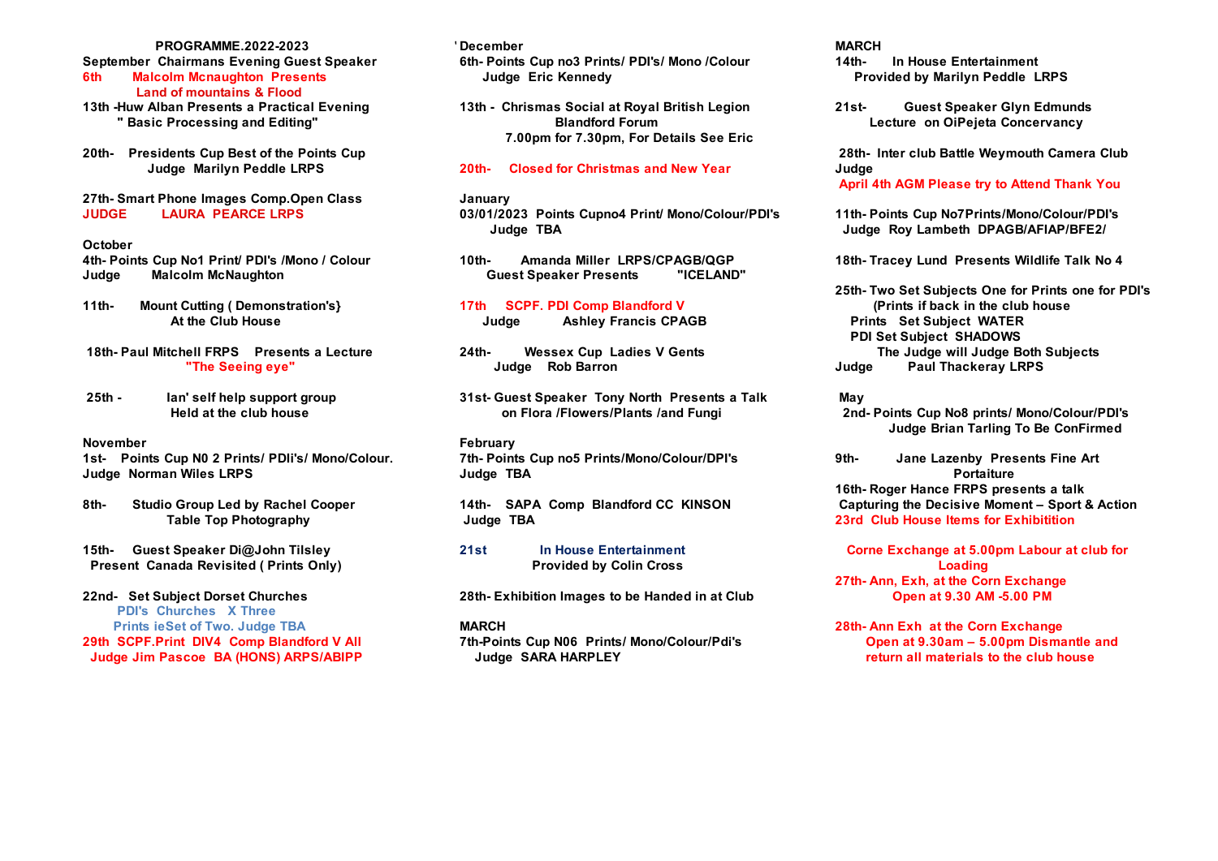**PROGRAMME.2022-2023**

**September Chairmans Evening Guest Speaker**

**6th Malcolm Mcnaughton Presents**
**Land of mountains & Flood**

**13th -Huw Alban Presents a Practical Evening**
**" Basic Processing and Editing"**

**20th- Presidents Cup Best of the Points Cup**
**Judge Marilyn Peddle LRPS**

**27th- Smart Phone Images Comp.Open Class**
**JUDGE LAURA PEARCE LRPS**

**October**

**4th- Points Cup No1 Print/ PDI's /Mono / Colour**
**Judge Malcolm McNaughton**

**11th- Mount Cutting ( Demonstration's}**
**At the Club House**

**18th- Paul Mitchell FRPS Presents a Lecture**
**"The Seeing eye"**

**25th - Ian' self help support group**
**Held at the club house**

**November**

**1st- Points Cup N0 2 Prints/ PDIi's/ Mono/Colour.**
**Judge Norman Wiles LRPS**

**8th- Studio Group Led by Rachel Cooper**
**Table Top Photography**

**15th- Guest Speaker Di@John Tilsley**
**Present Canada Revisited ( Prints Only)**

**22nd- Set Subject Dorset Churches**
**PDI's Churches X Three**
**Prints ieSet of Two. Judge TBA**

**29th SCPF.Print DIV4 Comp Blandford V All**
**Judge Jim Pascoe BA (HONS) ARPS/ABIPP**

**' December**

**6th- Points Cup no3 Prints/ PDI's/ Mono /Colour**
**Judge Eric Kennedy**

**13th - Chrismas Social at Royal British Legion**
**Blandford Forum**
**7.00pm for 7.30pm, For Details See Eric**

**20th- Closed for Christmas and New Year**

**January**

**03/01/2023 Points Cupno4 Print/ Mono/Colour/PDI's**
**Judge TBA**

**10th- Amanda Miller LRPS/CPAGB/QGP**
**Guest Speaker Presents "ICELAND"**

**17th SCPF. PDI Comp Blandford V**
**Judge Ashley Francis CPAGB**

**24th- Wessex Cup Ladies V Gents**
**Judge Rob Barron**

**31st- Guest Speaker Tony North Presents a Talk**
**on Flora /Flowers/Plants /and Fungi**

**February**

**7th- Points Cup no5 Prints/Mono/Colour/DPI's**
**Judge TBA**

**14th- SAPA Comp Blandford CC KINSON**
**Judge TBA**

**21st In House Entertainment**
**Provided by Colin Cross**

**28th- Exhibition Images to be Handed in at Club**

**MARCH**

**7th-Points Cup N06 Prints/ Mono/Colour/Pdi's**
**Judge SARA HARPLEY**

**MARCH**

**14th- In House Entertainment**
**Provided by Marilyn Peddle LRPS**

**21st- Guest Speaker Glyn Edmunds**
**Lecture on OiPejeta Concervancy**

**28th- Inter club Battle Weymouth Camera Club**
**Judge**

**April 4th AGM Please try to Attend Thank You**

**11th- Points Cup No7Prints/Mono/Colour/PDI's**
**Judge Roy Lambeth DPAGB/AFIAP/BFE2/**

**18th- Tracey Lund Presents Wildlife Talk No 4**

**25th- Two Set Subjects One for Prints one for PDI's**
**(Prints if back in the club house**
**Prints Set Subject WATER**
**PDI Set Subject SHADOWS**
**The Judge will Judge Both Subjects**
**Judge Paul Thackeray LRPS**

**May**

**2nd- Points Cup No8 prints/ Mono/Colour/PDI's**
**Judge Brian Tarling To Be ConFirmed**

**9th- Jane Lazenby Presents Fine Art**
**Portaiture**

**16th- Roger Hance FRPS presents a talk**
**Capturing the Decisive Moment – Sport & Action**

**23rd Club House Items for Exhibitition**

**Corne Exchange at 5.00pm Labour at club for**
**Loading**

**27th- Ann, Exh, at the Corn Exchange**
**Open at 9.30 AM -5.00 PM**

**28th- Ann Exh at the Corn Exchange**
**Open at 9.30am – 5.00pm Dismantle and**
**return all materials to the club house**